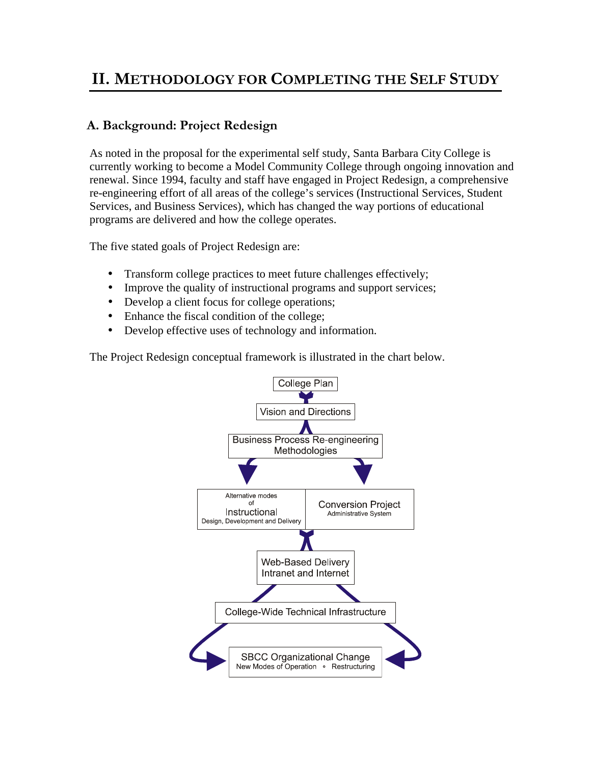# II. METHODOLOGY FOR COMPLETING THE SELF STUDY

## A. Background: Project Redesign

As noted in the proposal for the experimental self study, Santa Barbara City College is currently working to become a Model Community College through ongoing innovation and renewal. Since 1994, faculty and staff have engaged in Project Redesign, a comprehensive re-engineering effort of all areas of the college's services (Instructional Services, Student Services, and Business Services), which has changed the way portions of educational programs are delivered and how the college operates.

The five stated goals of Project Redesign are:

- Transform college practices to meet future challenges effectively;
- Improve the quality of instructional programs and support services;
- Develop a client focus for college operations;
- Enhance the fiscal condition of the college;
- Develop effective uses of technology and information.

The Project Redesign conceptual framework is illustrated in the chart below.

College Plan

Vision and Directions

Business Process Re-engineering Methodologies

Alternative modes of Instructional Design, Development and Delivery

Conversion Project Administrative System

Web-Based Delivery Intranet and Internet

College-Wide Technical Infrastructure

SBCC Organizational Change
New Modes of Operation ∘ Restructuring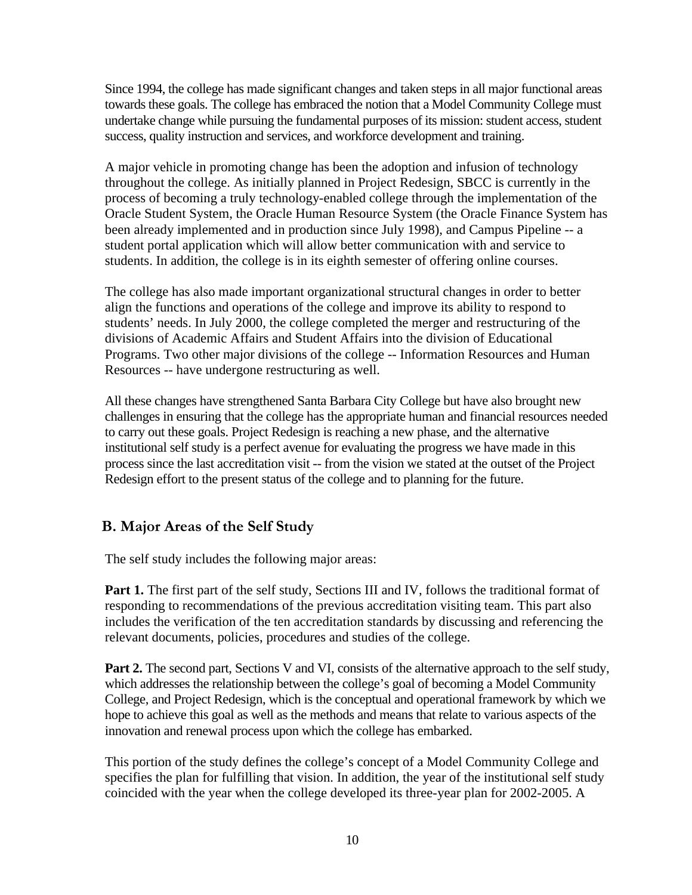Since 1994, the college has made significant changes and taken steps in all major functional areas towards these goals. The college has embraced the notion that a Model Community College must undertake change while pursuing the fundamental purposes of its mission: student access, student success, quality instruction and services, and workforce development and training.

A major vehicle in promoting change has been the adoption and infusion of technology throughout the college. As initially planned in Project Redesign, SBCC is currently in the process of becoming a truly technology-enabled college through the implementation of the Oracle Student System, the Oracle Human Resource System (the Oracle Finance System has been already implemented and in production since July 1998), and Campus Pipeline -- a student portal application which will allow better communication with and service to students. In addition, the college is in its eighth semester of offering online courses.

The college has also made important organizational structural changes in order to better align the functions and operations of the college and improve its ability to respond to students' needs. In July 2000, the college completed the merger and restructuring of the divisions of Academic Affairs and Student Affairs into the division of Educational Programs. Two other major divisions of the college -- Information Resources and Human Resources -- have undergone restructuring as well.

All these changes have strengthened Santa Barbara City College but have also brought new challenges in ensuring that the college has the appropriate human and financial resources needed to carry out these goals. Project Redesign is reaching a new phase, and the alternative institutional self study is a perfect avenue for evaluating the progress we have made in this process since the last accreditation visit -- from the vision we stated at the outset of the Project Redesign effort to the present status of the college and to planning for the future.

## B. Major Areas of the Self Study

The self study includes the following major areas:

**Part 1.** The first part of the self study, Sections III and IV, follows the traditional format of responding to recommendations of the previous accreditation visiting team. This part also includes the verification of the ten accreditation standards by discussing and referencing the relevant documents, policies, procedures and studies of the college.

**Part 2.** The second part, Sections V and VI, consists of the alternative approach to the self study, which addresses the relationship between the college's goal of becoming a Model Community College, and Project Redesign, which is the conceptual and operational framework by which we hope to achieve this goal as well as the methods and means that relate to various aspects of the innovation and renewal process upon which the college has embarked.

This portion of the study defines the college's concept of a Model Community College and specifies the plan for fulfilling that vision. In addition, the year of the institutional self study coincided with the year when the college developed its three-year plan for 2002-2005. A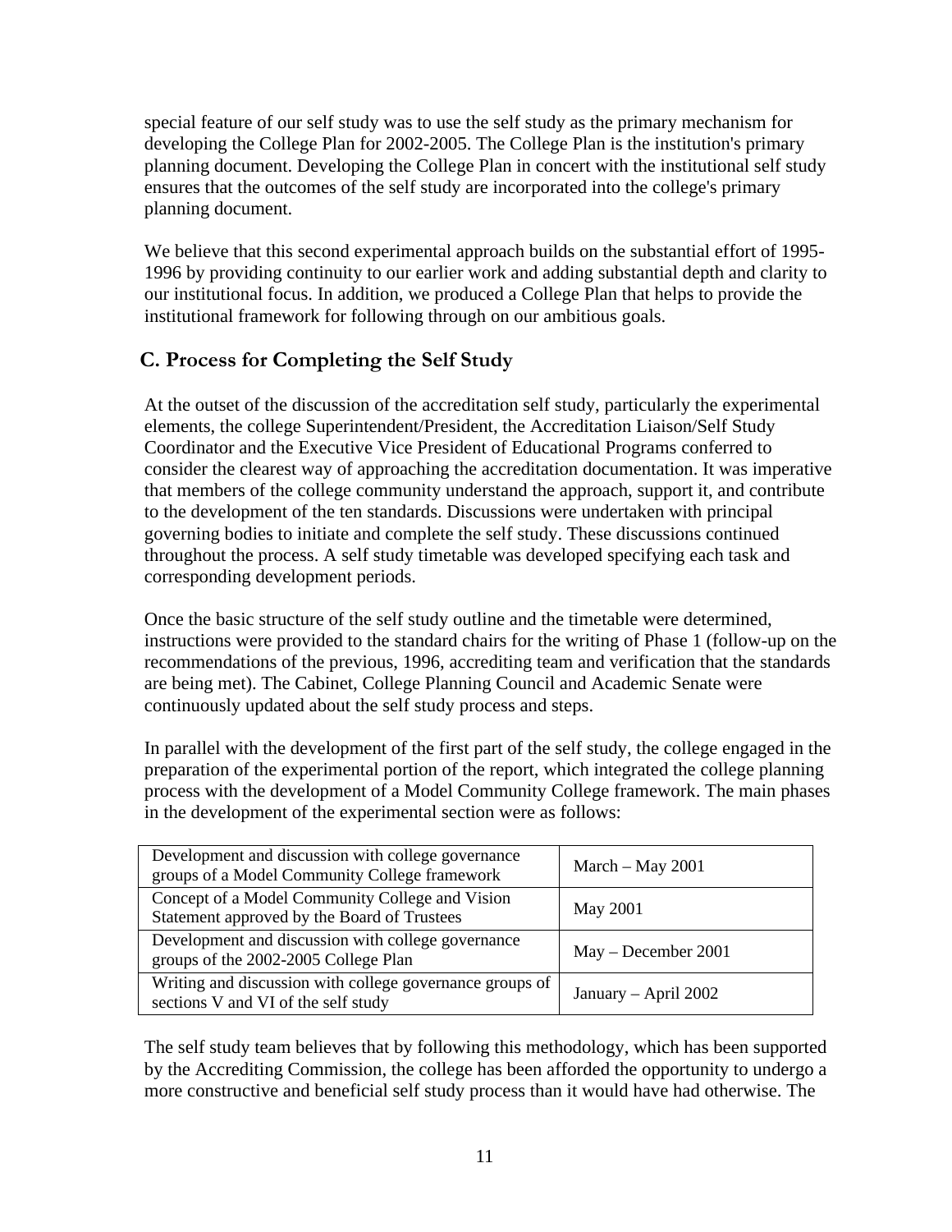special feature of our self study was to use the self study as the primary mechanism for developing the College Plan for 2002-2005. The College Plan is the institution's primary planning document. Developing the College Plan in concert with the institutional self study ensures that the outcomes of the self study are incorporated into the college's primary planning document.

We believe that this second experimental approach builds on the substantial effort of 1995-1996 by providing continuity to our earlier work and adding substantial depth and clarity to our institutional focus. In addition, we produced a College Plan that helps to provide the institutional framework for following through on our ambitious goals.

## C. Process for Completing the Self Study

At the outset of the discussion of the accreditation self study, particularly the experimental elements, the college Superintendent/President, the Accreditation Liaison/Self Study Coordinator and the Executive Vice President of Educational Programs conferred to consider the clearest way of approaching the accreditation documentation. It was imperative that members of the college community understand the approach, support it, and contribute to the development of the ten standards. Discussions were undertaken with principal governing bodies to initiate and complete the self study. These discussions continued throughout the process. A self study timetable was developed specifying each task and corresponding development periods.

Once the basic structure of the self study outline and the timetable were determined, instructions were provided to the standard chairs for the writing of Phase 1 (follow-up on the recommendations of the previous, 1996, accrediting team and verification that the standards are being met). The Cabinet, College Planning Council and Academic Senate were continuously updated about the self study process and steps.

In parallel with the development of the first part of the self study, the college engaged in the preparation of the experimental portion of the report, which integrated the college planning process with the development of a Model Community College framework. The main phases in the development of the experimental section were as follows:

| | |
|---|---|
| Development and discussion with college governance groups of a Model Community College framework | March – May 2001 |
| Concept of a Model Community College and Vision Statement approved by the Board of Trustees | May 2001 |
| Development and discussion with college governance groups of the 2002-2005 College Plan | May – December 2001 |
| Writing and discussion with college governance groups of sections V and VI of the self study | January – April 2002 |

The self study team believes that by following this methodology, which has been supported by the Accrediting Commission, the college has been afforded the opportunity to undergo a more constructive and beneficial self study process than it would have had otherwise. The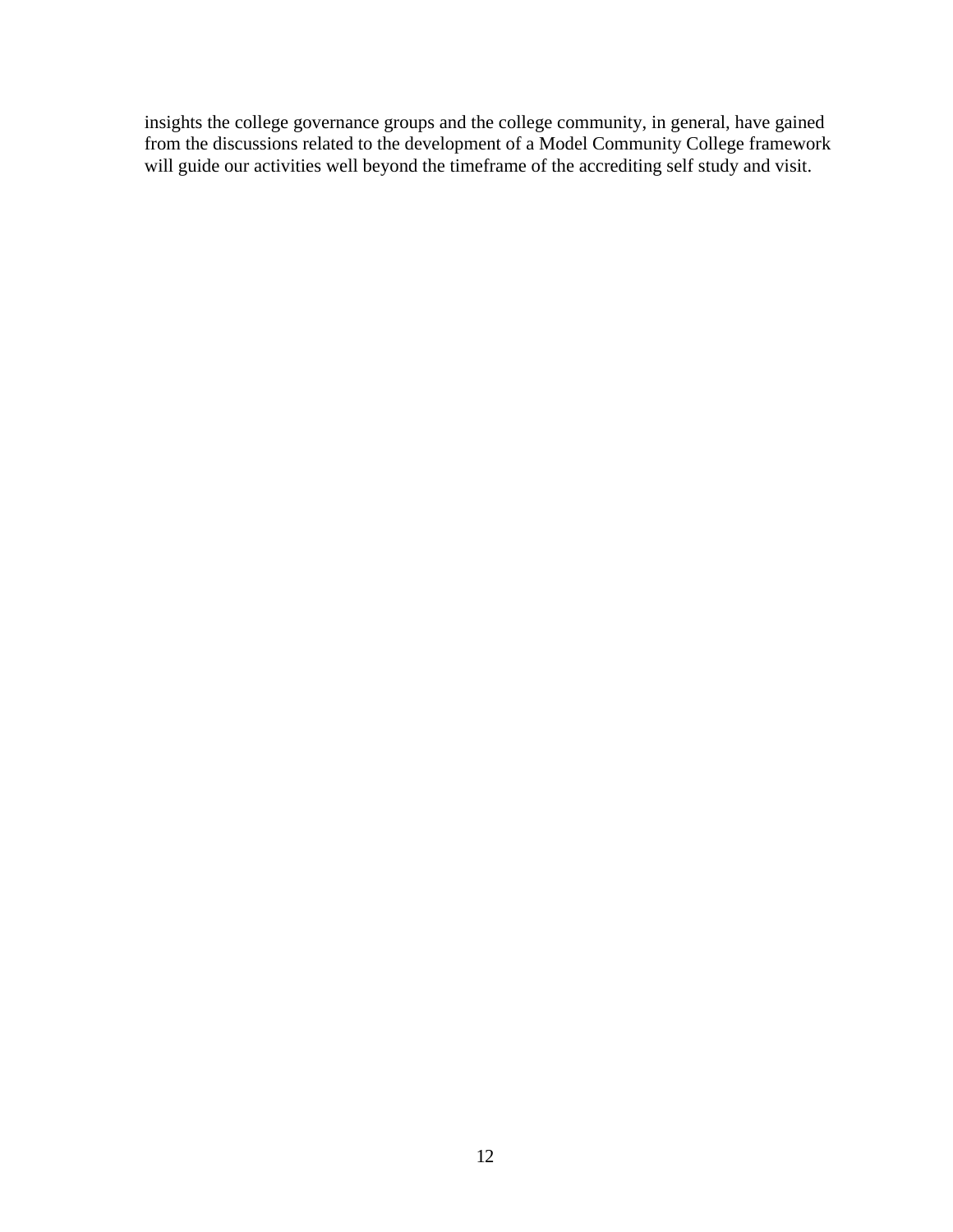insights the college governance groups and the college community, in general, have gained from the discussions related to the development of a Model Community College framework will guide our activities well beyond the timeframe of the accrediting self study and visit.